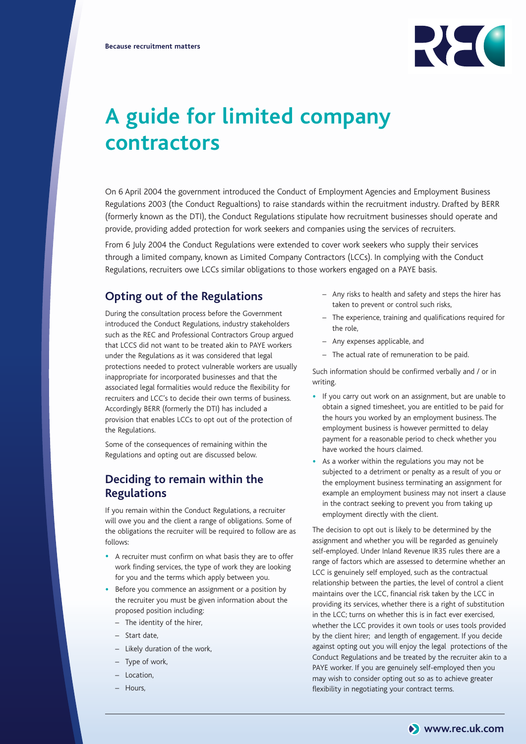# A guide for limited company contractors

On 6 April 2004 the government introduced the Conduct of Employment Agencies and Employment Business Regulations 2003 (the Conduct Regualtions) to raise standards within the recruitment industry. Drafted by BERR (formerly known as the DTI), the Conduct Regulations stipulate how recruitment businesses should operate and provide, providing added protection for work seekers and companies using the services of recruiters.

From 6 July 2004 the Conduct Regulations were extended to cover work seekers who supply their services through a limited company, known as Limited Company Contractors (LCCs). In complying with the Conduct Regulations, recruiters owe LCCs similar obligations to those workers engaged on a PAYE basis.

## Opting out of the Regulations

During the consultation process before the Government introduced the Conduct Regulations, industry stakeholders such as the REC and Professional Contractors Group argued that LCCS did not want to be treated akin to PAYE workers under the Regulations as it was considered that legal protections needed to protect vulnerable workers are usually inappropriate for incorporated businesses and that the associated legal formalities would reduce the flexibility for recruiters and LCC's to decide their own terms of business. Accordingly BERR (formerly the DTI) has included a provision that enables LCCs to opt out of the protection of the Regulations.

Some of the consequences of remaining within the Regulations and opting out are discussed below.

## Deciding to remain within the Regulations

If you remain within the Conduct Regulations, a recruiter will owe you and the client a range of obligations. Some of the obligations the recruiter will be required to follow are as follows:

- A recruiter must confirm on what basis they are to offer work finding services, the type of work they are looking for you and the terms which apply between you.
- Before you commence an assignment or a position by the recruiter you must be given information about the proposed position including:
  - The identity of the hirer,
  - Start date,
  - Likely duration of the work,
  - Type of work,
  - Location,
  - Hours,
  - Any risks to health and safety and steps the hirer has taken to prevent or control such risks,
  - The experience, training and qualifications required for the role,
  - Any expenses applicable, and
  - The actual rate of remuneration to be paid.

Such information should be confirmed verbally and / or in writing.

- If you carry out work on an assignment, but are unable to obtain a signed timesheet, you are entitled to be paid for the hours you worked by an employment business. The employment business is however permitted to delay payment for a reasonable period to check whether you have worked the hours claimed.
- As a worker within the regulations you may not be subjected to a detriment or penalty as a result of you or the employment business terminating an assignment for example an employment business may not insert a clause in the contract seeking to prevent you from taking up employment directly with the client.

The decision to opt out is likely to be determined by the assignment and whether you will be regarded as genuinely self-employed. Under Inland Revenue IR35 rules there are a range of factors which are assessed to determine whether an LCC is genuinely self employed, such as the contractual relationship between the parties, the level of control a client maintains over the LCC, financial risk taken by the LCC in providing its services, whether there is a right of substitution in the LCC; turns on whether this is in fact ever exercised, whether the LCC provides it own tools or uses tools provided by the client hirer; and length of engagement. If you decide against opting out you will enjoy the legal protections of the Conduct Regulations and be treated by the recruiter akin to a PAYE worker. If you are genuinely self-employed then you may wish to consider opting out so as to achieve greater flexibility in negotiating your contract terms.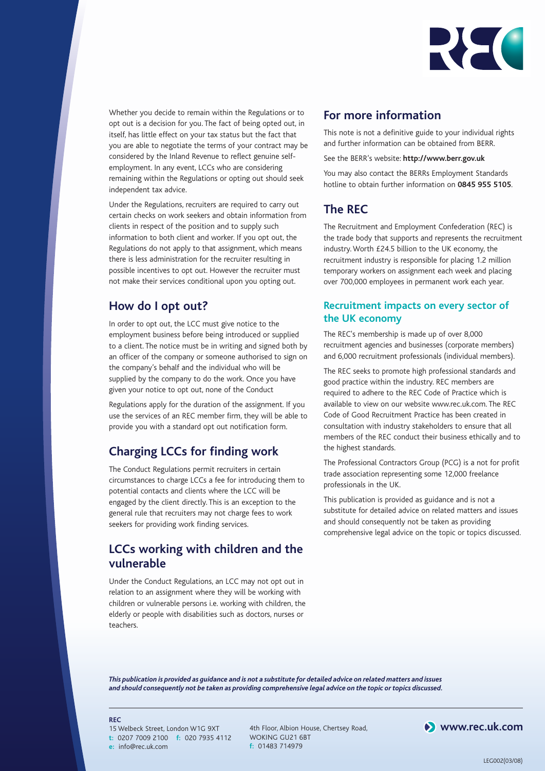Whether you decide to remain within the Regulations or to opt out is a decision for you. The fact of being opted out, in itself, has little effect on your tax status but the fact that you are able to negotiate the terms of your contract may be considered by the Inland Revenue to reflect genuine self-employment. In any event, LCCs who are considering remaining within the Regulations or opting out should seek independent tax advice.

Under the Regulations, recruiters are required to carry out certain checks on work seekers and obtain information from clients in respect of the position and to supply such information to both client and worker. If you opt out, the Regulations do not apply to that assignment, which means there is less administration for the recruiter resulting in possible incentives to opt out. However the recruiter must not make their services conditional upon you opting out.

## How do I opt out?

In order to opt out, the LCC must give notice to the employment business before being introduced or supplied to a client. The notice must be in writing and signed both by an officer of the company or someone authorised to sign on the company's behalf and the individual who will be supplied by the company to do the work. Once you have given your notice to opt out, none of the Conduct Regulations apply for the duration of the assignment. If you use the services of an REC member firm, they will be able to provide you with a standard opt out notification form.

## Charging LCCs for finding work

The Conduct Regulations permit recruiters in certain circumstances to charge LCCs a fee for introducing them to potential contacts and clients where the LCC will be engaged by the client directly. This is an exception to the general rule that recruiters may not charge fees to work seekers for providing work finding services.

## LCCs working with children and the vulnerable

Under the Conduct Regulations, an LCC may not opt out in relation to an assignment where they will be working with children or vulnerable persons i.e. working with children, the elderly or people with disabilities such as doctors, nurses or teachers.

## For more information

This note is not a definitive guide to your individual rights and further information can be obtained from BERR.

See the BERR's website: **http://www.berr.gov.uk**

You may also contact the BERRs Employment Standards hotline to obtain further information on **0845 955 5105**.

## The REC

The Recruitment and Employment Confederation (REC) is the trade body that supports and represents the recruitment industry. Worth £24.5 billion to the UK economy, the recruitment industry is responsible for placing 1.2 million temporary workers on assignment each week and placing over 700,000 employees in permanent work each year.

### Recruitment impacts on every sector of the UK economy

The REC's membership is made up of over 8,000 recruitment agencies and businesses (corporate members) and 6,000 recruitment professionals (individual members).

The REC seeks to promote high professional standards and good practice within the industry. REC members are required to adhere to the REC Code of Practice which is available to view on our website www.rec.uk.com. The REC Code of Good Recruitment Practice has been created in consultation with industry stakeholders to ensure that all members of the REC conduct their business ethically and to the highest standards.

The Professional Contractors Group (PCG) is a not for profit trade association representing some 12,000 freelance professionals in the UK.

This publication is provided as guidance and is not a substitute for detailed advice on related matters and issues and should consequently not be taken as providing comprehensive legal advice on the topic or topics discussed.

***This publication is provided as guidance and is not a substitute for detailed advice on related matters and issues and should consequently not be taken as providing comprehensive legal advice on the topic or topics discussed.***

**REC**
15 Welbeck Street, London W1G 9XT
t: 0207 7009 2100 f: 020 7935 4112
e: info@rec.uk.com

4th Floor, Albion House, Chertsey Road,
WOKING GU21 6BT
f: 01483 714979

**www.rec.uk.com**

LEG002(03/08)